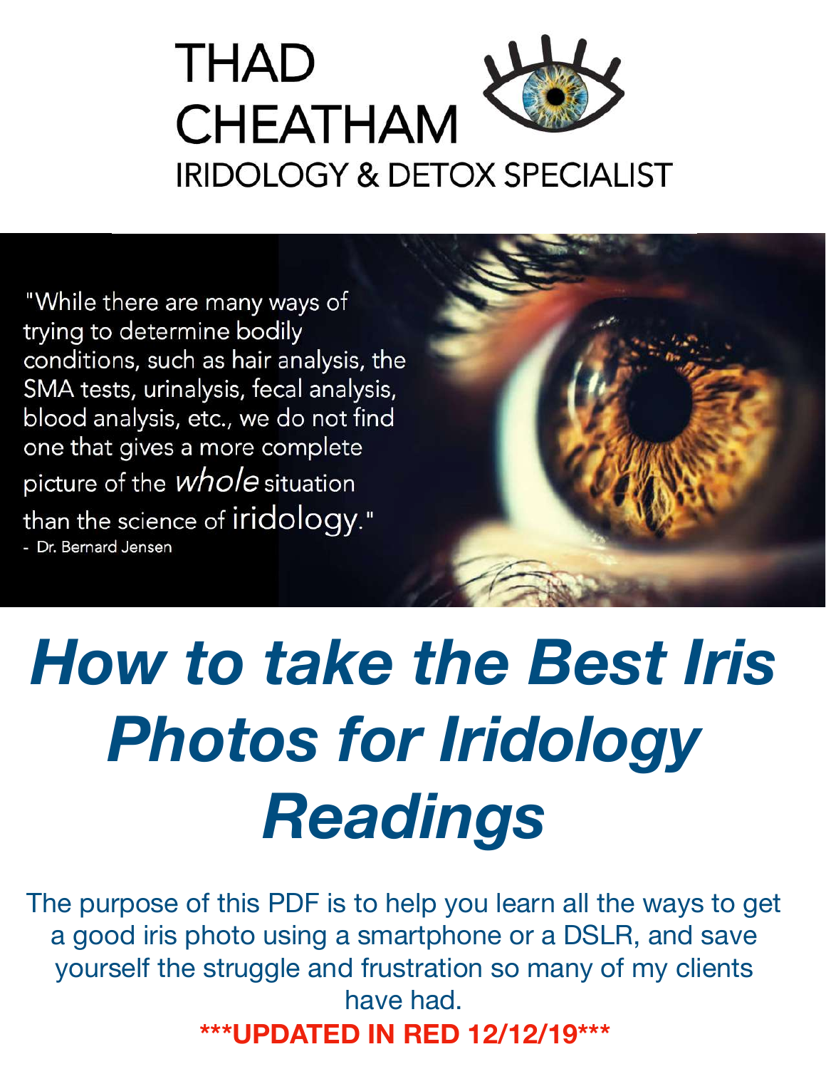# THAD CHEATHAM

## IRIDOLOGY & DETOX SPECIALIST

"While there are many ways of trying to determine bodily conditions, such as hair analysis, the SMA tests, urinalysis, fecal analysis, blood analysis, etc., we do not find one that gives a more complete picture of the *whole* situation than the science of iridology."
- Dr. Bernard Jensen

# *How to take the Best Iris Photos for Iridology Readings*

The purpose of this PDF is to help you learn all the ways to get a good iris photo using a smartphone or a DSLR, and save yourself the struggle and frustration so many of my clients have had.

**\*\*\*UPDATED IN RED 12/12/19\*\*\***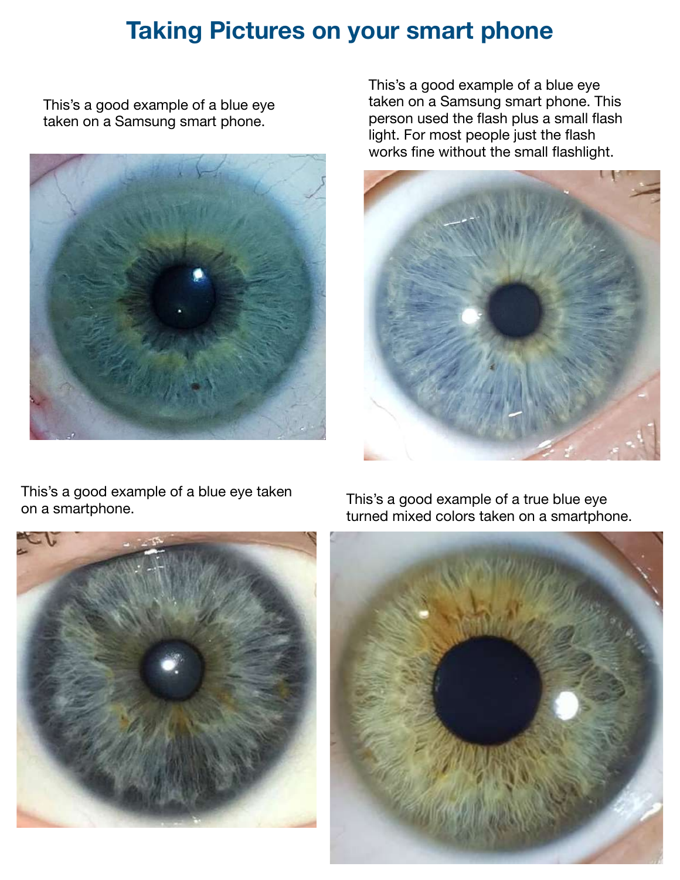# Taking Pictures on your smart phone

This's a good example of a blue eye taken on a Samsung smart phone.

This's a good example of a blue eye taken on a Samsung smart phone. This person used the flash plus a small flash light. For most people just the flash works fine without the small flashlight.

This's a good example of a blue eye taken on a smartphone.

This's a good example of a true blue eye turned mixed colors taken on a smartphone.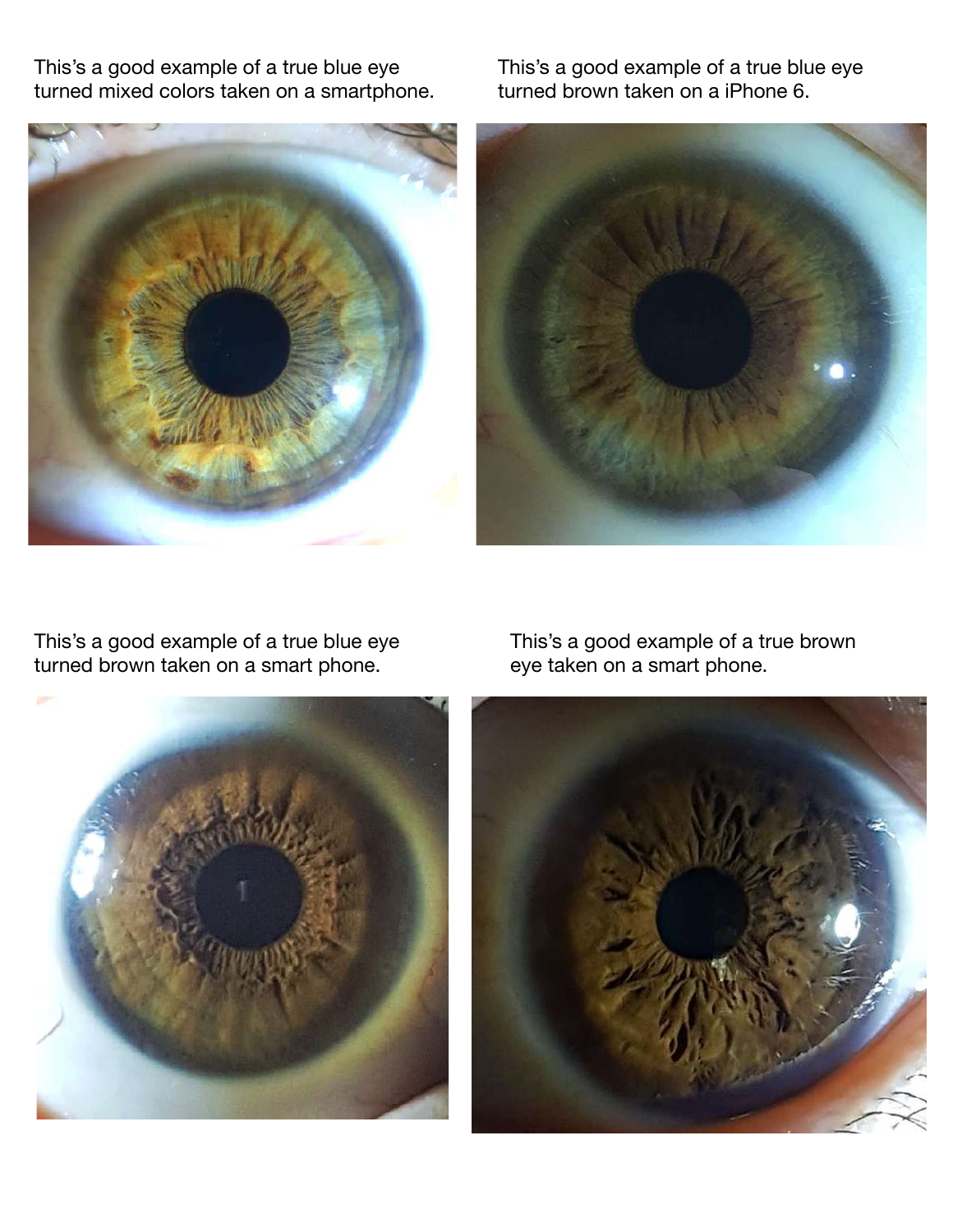This's a good example of a true blue eye turned mixed colors taken on a smartphone.

This's a good example of a true blue eye turned brown taken on a iPhone 6.

This's a good example of a true blue eye turned brown taken on a smart phone.

This's a good example of a true brown eye taken on a smart phone.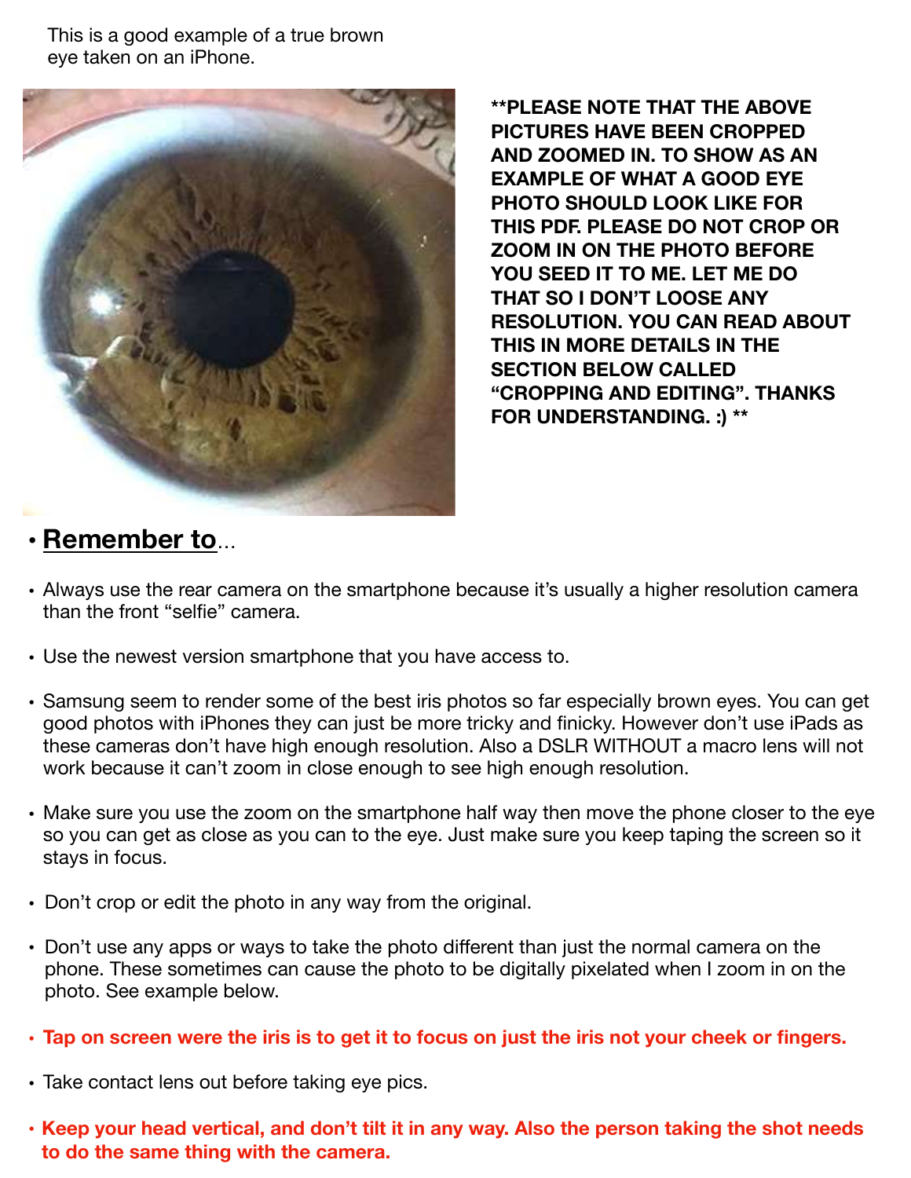This is a good example of a true brown eye taken on an iPhone.

****PLEASE NOTE THAT THE ABOVE PICTURES HAVE BEEN CROPPED AND ZOOMED IN. TO SHOW AS AN EXAMPLE OF WHAT A GOOD EYE PHOTO SHOULD LOOK LIKE FOR THIS PDF. PLEASE DO NOT CROP OR ZOOM IN ON THE PHOTO BEFORE YOU SEED IT TO ME. LET ME DO THAT SO I DON'T LOOSE ANY RESOLUTION. YOU CAN READ ABOUT THIS IN MORE DETAILS IN THE SECTION BELOW CALLED "CROPPING AND EDITING". THANKS FOR UNDERSTANDING. :) ****

- **Remember to**...

- Always use the rear camera on the smartphone because it's usually a higher resolution camera than the front "selfie" camera.
- Use the newest version smartphone that you have access to.
- Samsung seem to render some of the best iris photos so far especially brown eyes. You can get good photos with iPhones they can just be more tricky and finicky. However don't use iPads as these cameras don't have high enough resolution. Also a DSLR WITHOUT a macro lens will not work because it can't zoom in close enough to see high enough resolution.
- Make sure you use the zoom on the smartphone half way then move the phone closer to the eye so you can get as close as you can to the eye. Just make sure you keep taping the screen so it stays in focus.
- Don't crop or edit the photo in any way from the original.
- Don't use any apps or ways to take the photo different than just the normal camera on the phone. These sometimes can cause the photo to be digitally pixelated when I zoom in on the photo. See example below.
- **Tap on screen were the iris is to get it to focus on just the iris not your cheek or fingers.**
- Take contact lens out before taking eye pics.
- **Keep your head vertical, and don't tilt it in any way. Also the person taking the shot needs to do the same thing with the camera.**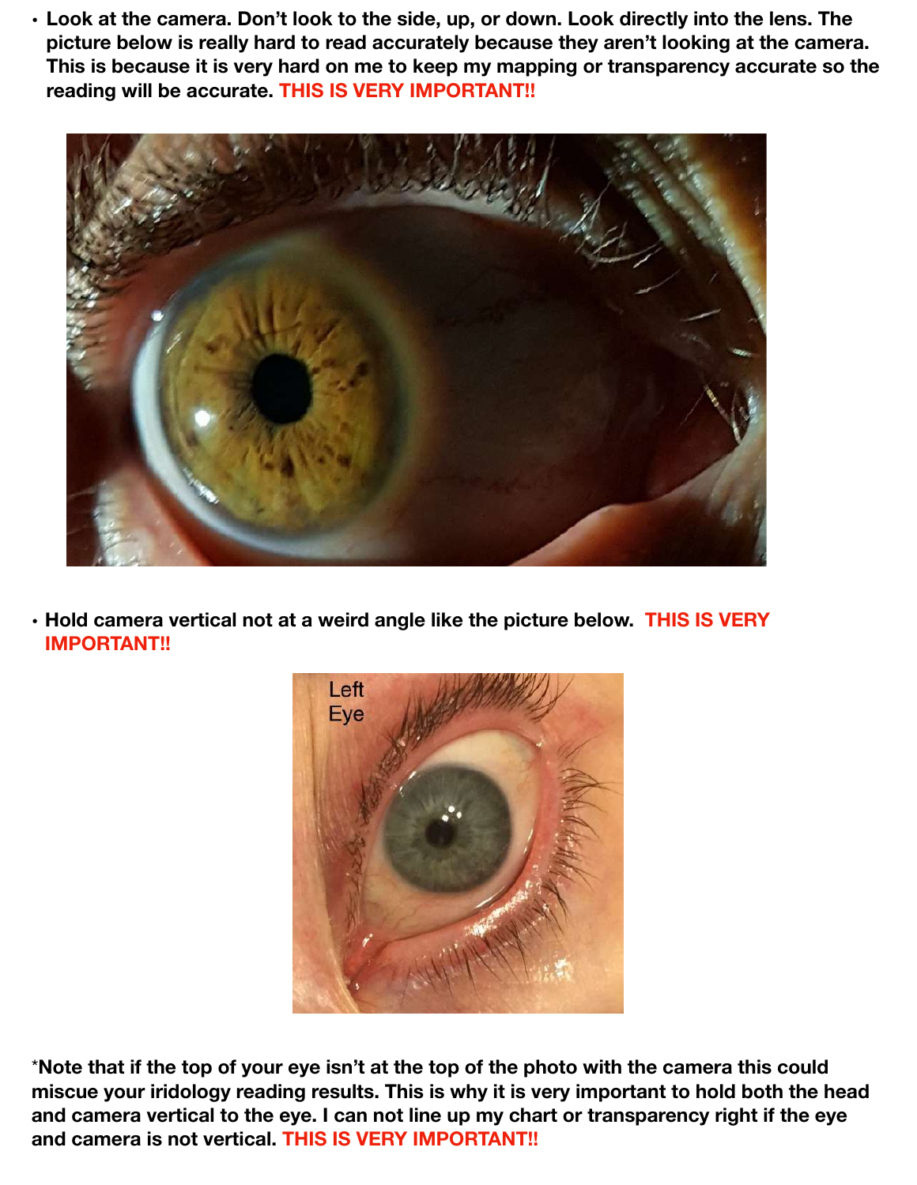- **Look at the camera. Don't look to the side, up, or down. Look directly into the lens. The picture below is really hard to read accurately because they aren't looking at the camera. This is because it is very hard on me to keep my mapping or transparency accurate so the reading will be accurate. THIS IS VERY IMPORTANT!!**

- **Hold camera vertical not at a weird angle like the picture below. THIS IS VERY IMPORTANT!!**

**\*Note that if the top of your eye isn't at the top of the photo with the camera this could miscue your iridology reading results. This is why it is very important to hold both the head and camera vertical to the eye. I can not line up my chart or transparency right if the eye and camera is not vertical. THIS IS VERY IMPORTANT!!**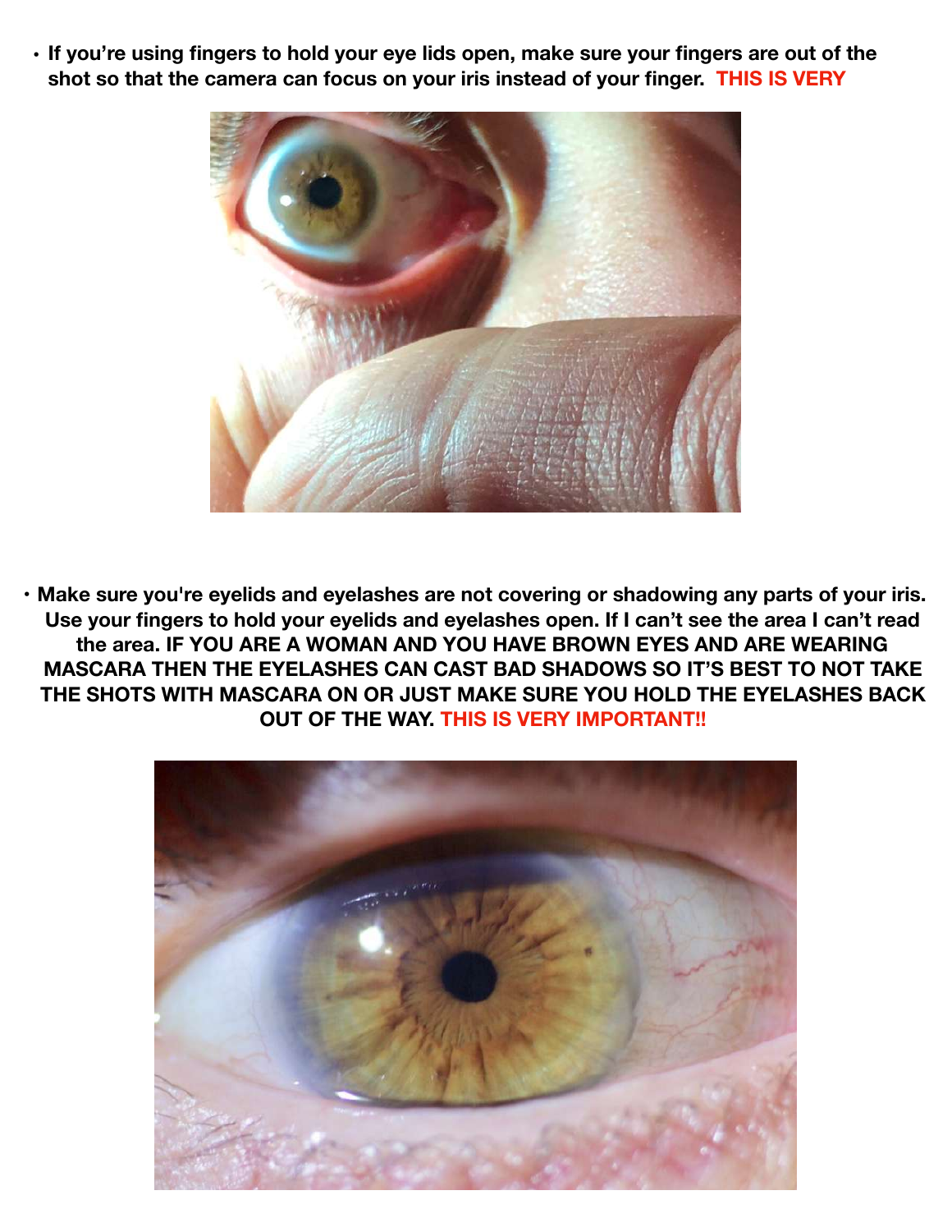- **If you're using fingers to hold your eye lids open, make sure your fingers are out of the shot so that the camera can focus on your iris instead of your finger. THIS IS VERY**

- **Make sure you're eyelids and eyelashes are not covering or shadowing any parts of your iris. Use your fingers to hold your eyelids and eyelashes open. If I can't see the area I can't read the area. IF YOU ARE A WOMAN AND YOU HAVE BROWN EYES AND ARE WEARING MASCARA THEN THE EYELASHES CAN CAST BAD SHADOWS SO IT'S BEST TO NOT TAKE THE SHOTS WITH MASCARA ON OR JUST MAKE SURE YOU HOLD THE EYELASHES BACK OUT OF THE WAY. THIS IS VERY IMPORTANT!!**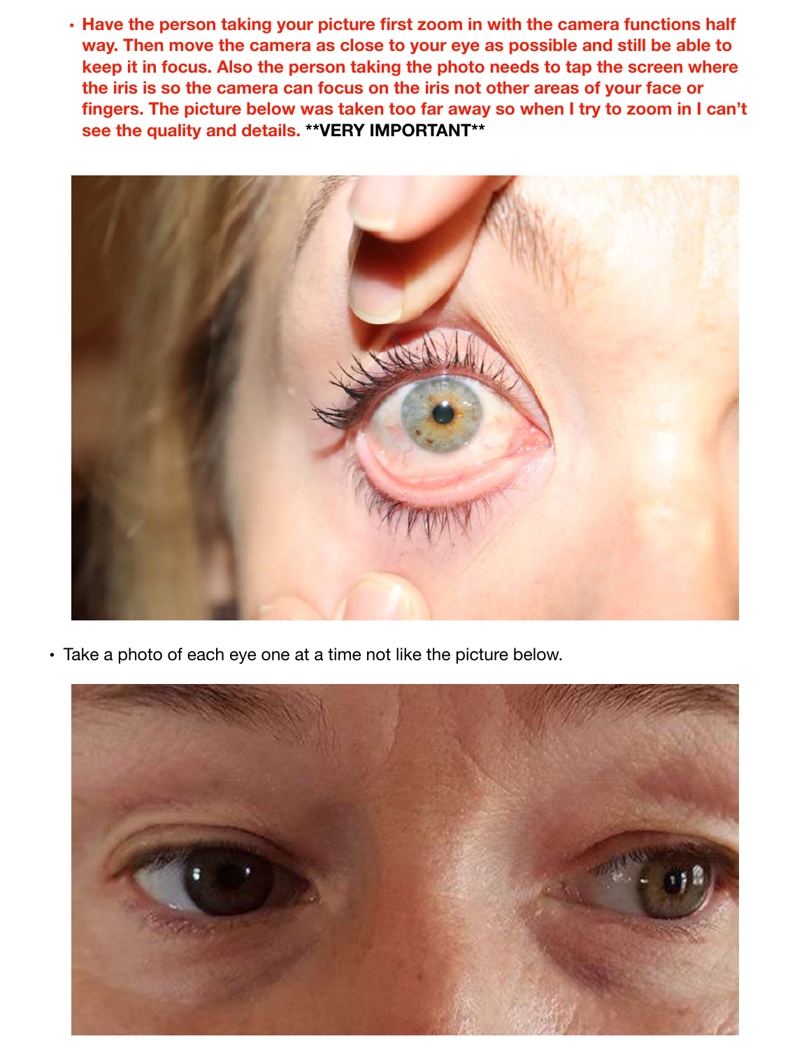- **Have the person taking your picture first zoom in with the camera functions half way. Then move the camera as close to your eye as possible and still be able to keep it in focus. Also the person taking the photo needs to tap the screen where the iris is so the camera can focus on the iris not other areas of your face or fingers. The picture below was taken too far away so when I try to zoom in I can't see the quality and details. \*\*VERY IMPORTANT\*\***

- Take a photo of each eye one at a time not like the picture below.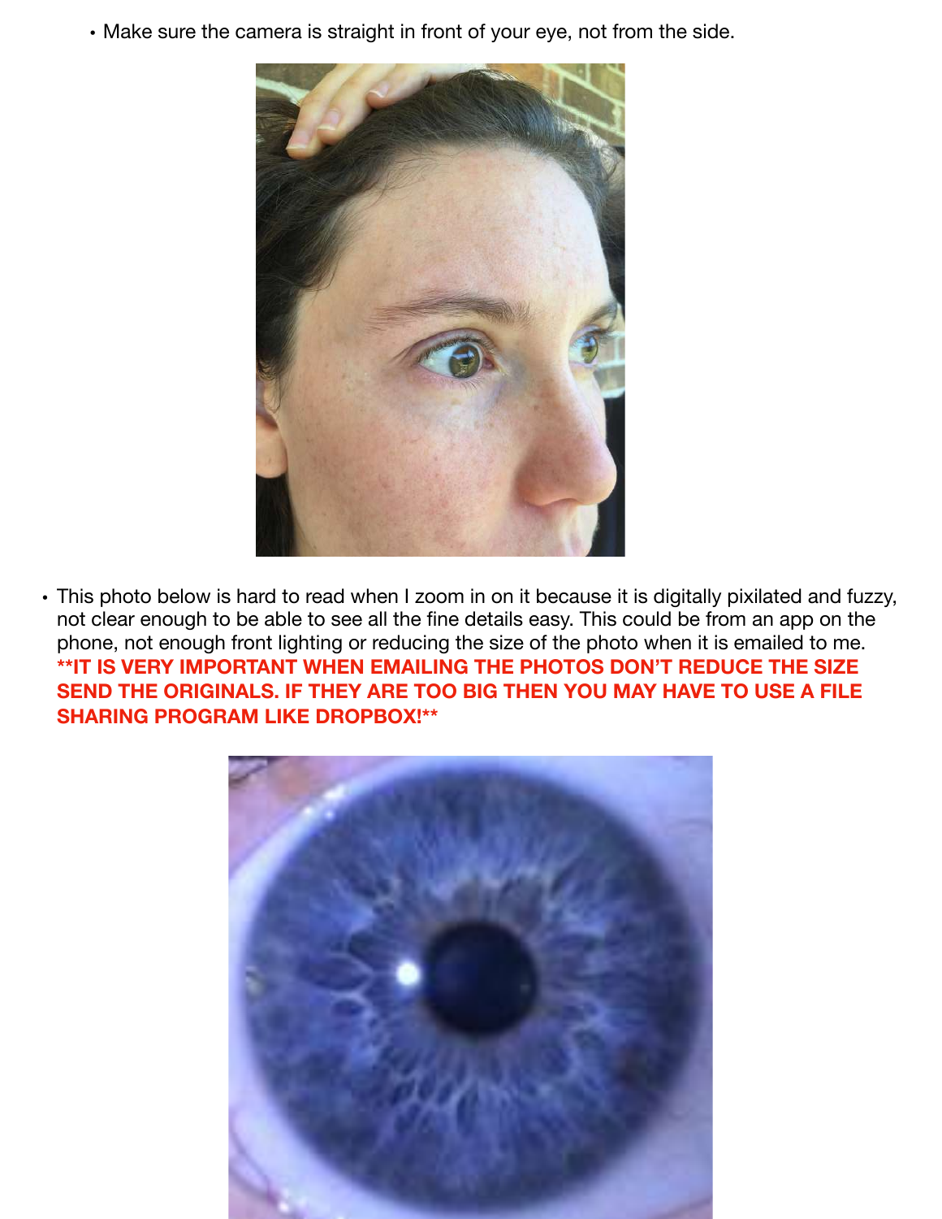- Make sure the camera is straight in front of your eye, not from the side.

- This photo below is hard to read when I zoom in on it because it is digitally pixilated and fuzzy, not clear enough to be able to see all the fine details easy. This could be from an app on the phone, not enough front lighting or reducing the size of the photo when it is emailed to me. **\*\*IT IS VERY IMPORTANT WHEN EMAILING THE PHOTOS DON'T REDUCE THE SIZE SEND THE ORIGINALS. IF THEY ARE TOO BIG THEN YOU MAY HAVE TO USE A FILE SHARING PROGRAM LIKE DROPBOX!\*\***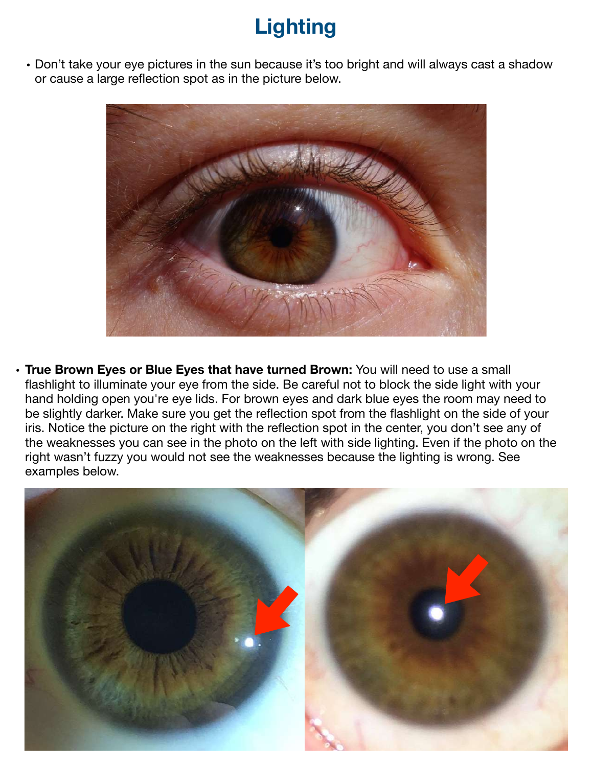# Lighting

- Don't take your eye pictures in the sun because it's too bright and will always cast a shadow or cause a large reflection spot as in the picture below.

- **True Brown Eyes or Blue Eyes that have turned Brown:** You will need to use a small flashlight to illuminate your eye from the side. Be careful not to block the side light with your hand holding open you're eye lids. For brown eyes and dark blue eyes the room may need to be slightly darker. Make sure you get the reflection spot from the flashlight on the side of your iris. Notice the picture on the right with the reflection spot in the center, you don't see any of the weaknesses you can see in the photo on the left with side lighting. Even if the photo on the right wasn't fuzzy you would not see the weaknesses because the lighting is wrong. See examples below.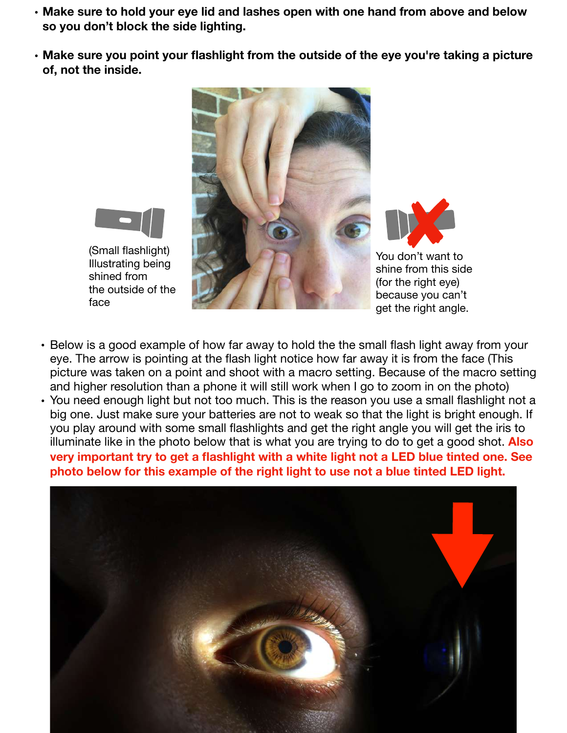- **Make sure to hold your eye lid and lashes open with one hand from above and below so you don't block the side lighting.**
- **Make sure you point your flashlight from the outside of the eye you're taking a picture of, not the inside.**

(Small flashlight) Illustrating being shined from the outside of the face

You don't want to shine from this side (for the right eye) because you can't get the right angle.

- Below is a good example of how far away to hold the the small flash light away from your eye. The arrow is pointing at the flash light notice how far away it is from the face (This picture was taken on a point and shoot with a macro setting. Because of the macro setting and higher resolution than a phone it will still work when I go to zoom in on the photo)
- You need enough light but not too much. This is the reason you use a small flashlight not a big one. Just make sure your batteries are not to weak so that the light is bright enough. If you play around with some small flashlights and get the right angle you will get the iris to illuminate like in the photo below that is what you are trying to do to get a good shot. **Also very important try to get a flashlight with a white light not a LED blue tinted one. See photo below for this example of the right light to use not a blue tinted LED light.**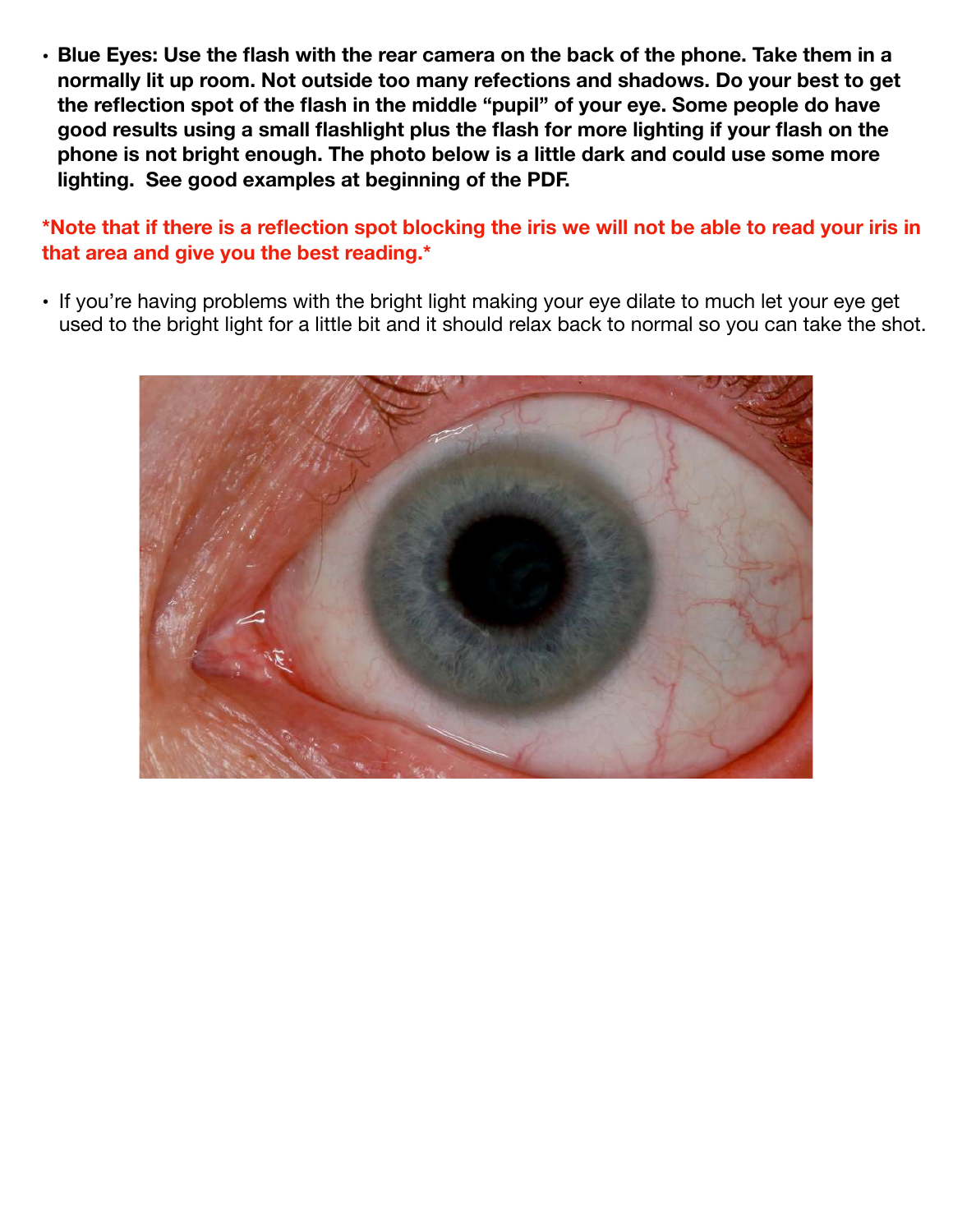- **Blue Eyes: Use the flash with the rear camera on the back of the phone. Take them in a normally lit up room. Not outside too many refections and shadows. Do your best to get the reflection spot of the flash in the middle "pupil" of your eye. Some people do have good results using a small flashlight plus the flash for more lighting if your flash on the phone is not bright enough. The photo below is a little dark and could use some more lighting. See good examples at beginning of the PDF.**

***Note that if there is a reflection spot blocking the iris we will not be able to read your iris in that area and give you the best reading.***

- If you're having problems with the bright light making your eye dilate to much let your eye get used to the bright light for a little bit and it should relax back to normal so you can take the shot.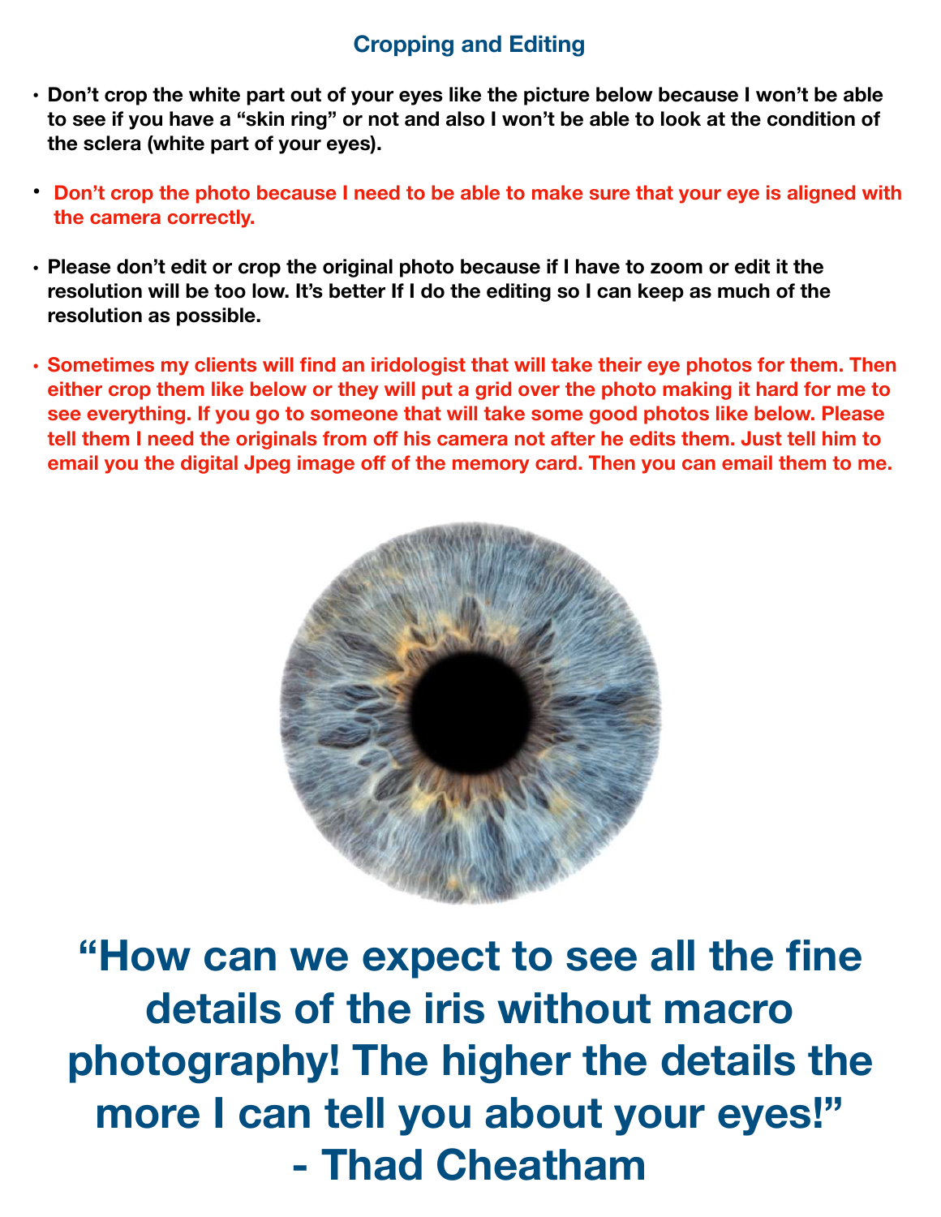## Cropping and Editing

- **Don't crop the white part out of your eyes like the picture below because I won't be able to see if you have a "skin ring" or not and also I won't be able to look at the condition of the sclera (white part of your eyes).**

- **Don't crop the photo because I need to be able to make sure that your eye is aligned with the camera correctly.**

- **Please don't edit or crop the original photo because if I have to zoom or edit it the resolution will be too low. It's better If I do the editing so I can keep as much of the resolution as possible.**

- **Sometimes my clients will find an iridologist that will take their eye photos for them. Then either crop them like below or they will put a grid over the photo making it hard for me to see everything. If you go to someone that will take some good photos like below. Please tell them I need the originals from off his camera not after he edits them. Just tell him to email you the digital Jpeg image off of the memory card. Then you can email them to me.**

## "How can we expect to see all the fine details of the iris without macro photography! The higher the details the more I can tell you about your eyes!" - Thad Cheatham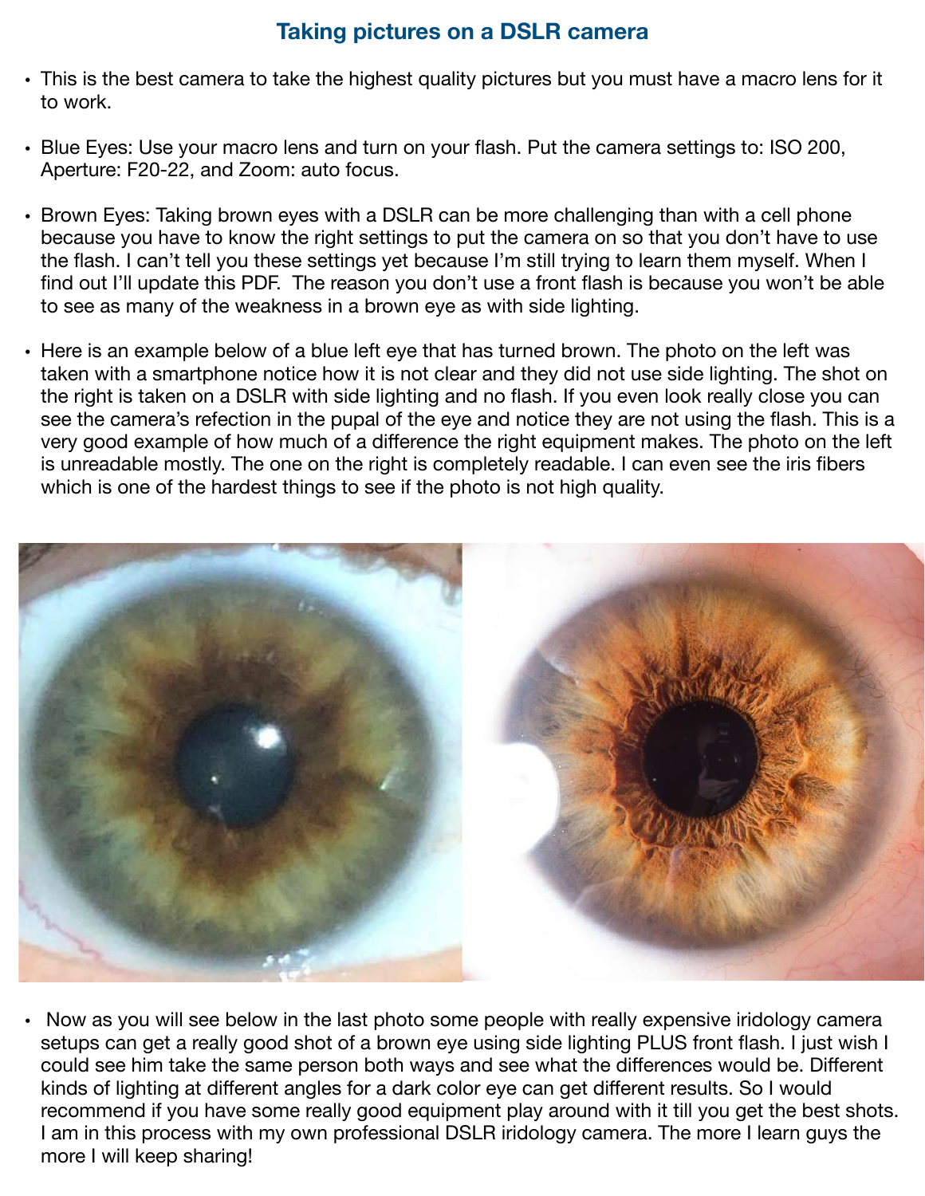## Taking pictures on a DSLR camera

- This is the best camera to take the highest quality pictures but you must have a macro lens for it to work.
- Blue Eyes: Use your macro lens and turn on your flash. Put the camera settings to: ISO 200, Aperture: F20-22, and Zoom: auto focus.
- Brown Eyes: Taking brown eyes with a DSLR can be more challenging than with a cell phone because you have to know the right settings to put the camera on so that you don't have to use the flash. I can't tell you these settings yet because I'm still trying to learn them myself. When I find out I'll update this PDF. The reason you don't use a front flash is because you won't be able to see as many of the weakness in a brown eye as with side lighting.
- Here is an example below of a blue left eye that has turned brown. The photo on the left was taken with a smartphone notice how it is not clear and they did not use side lighting. The shot on the right is taken on a DSLR with side lighting and no flash. If you even look really close you can see the camera's refection in the pupal of the eye and notice they are not using the flash. This is a very good example of how much of a difference the right equipment makes. The photo on the left is unreadable mostly. The one on the right is completely readable. I can even see the iris fibers which is one of the hardest things to see if the photo is not high quality.

- Now as you will see below in the last photo some people with really expensive iridology camera setups can get a really good shot of a brown eye using side lighting PLUS front flash. I just wish I could see him take the same person both ways and see what the differences would be. Different kinds of lighting at different angles for a dark color eye can get different results. So I would recommend if you have some really good equipment play around with it till you get the best shots. I am in this process with my own professional DSLR iridology camera. The more I learn guys the more I will keep sharing!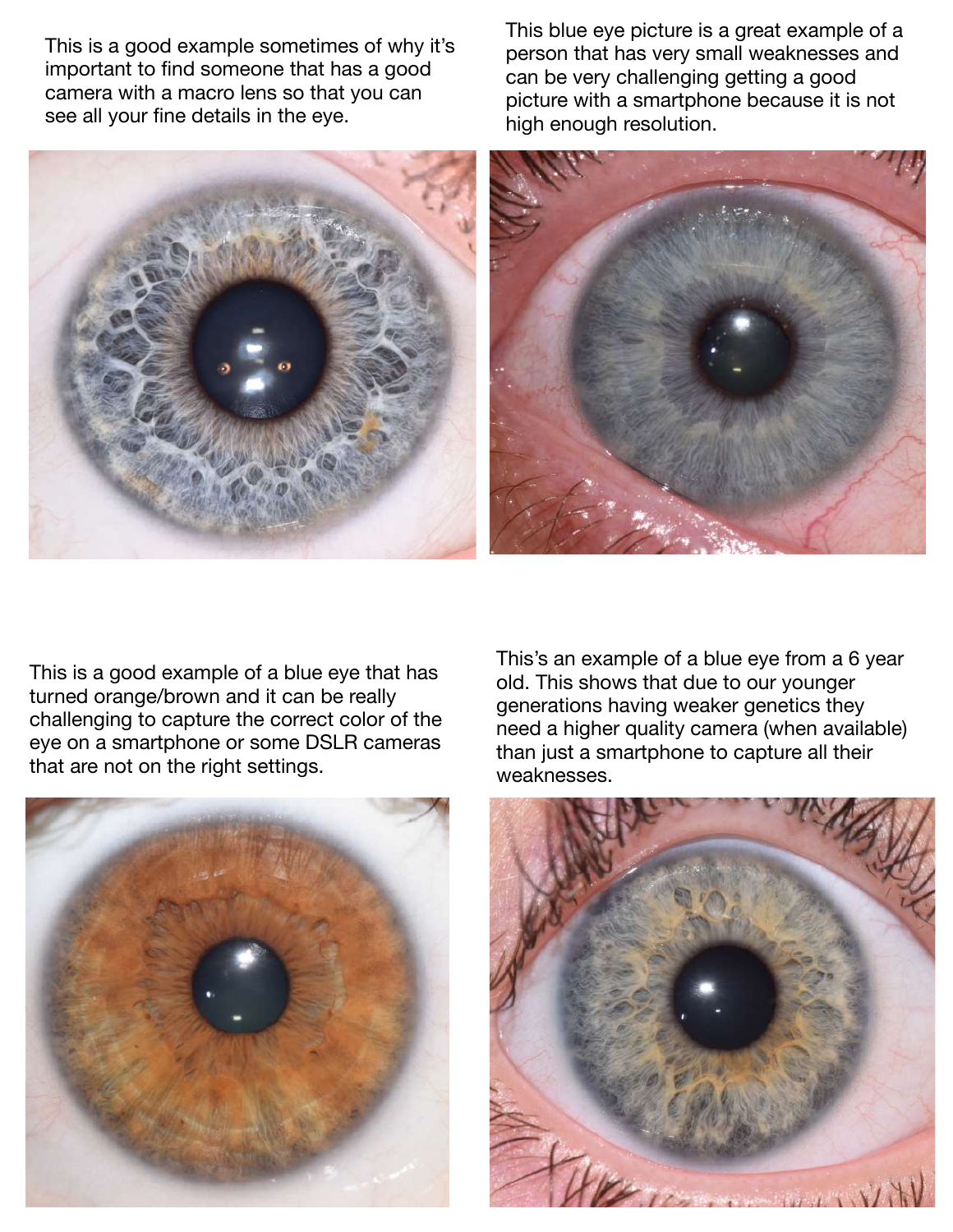This is a good example sometimes of why it's important to find someone that has a good camera with a macro lens so that you can see all your fine details in the eye.

This blue eye picture is a great example of a person that has very small weaknesses and can be very challenging getting a good picture with a smartphone because it is not high enough resolution.

This is a good example of a blue eye that has turned orange/brown and it can be really challenging to capture the correct color of the eye on a smartphone or some DSLR cameras that are not on the right settings.

This's an example of a blue eye from a 6 year old. This shows that due to our younger generations having weaker genetics they need a higher quality camera (when available) than just a smartphone to capture all their weaknesses.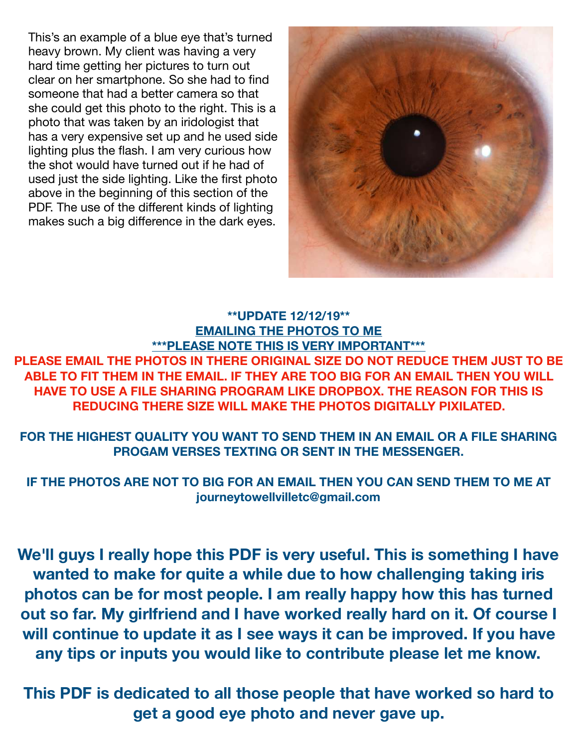This's an example of a blue eye that's turned heavy brown. My client was having a very hard time getting her pictures to turn out clear on her smartphone. So she had to find someone that had a better camera so that she could get this photo to the right. This is a photo that was taken by an iridologist that has a very expensive set up and he used side lighting plus the flash. I am very curious how the shot would have turned out if he had of used just the side lighting. Like the first photo above in the beginning of this section of the PDF. The use of the different kinds of lighting makes such a big difference in the dark eyes.

**\*\*UPDATE 12/12/19\*\***

**EMAILING THE PHOTOS TO ME**

**\*\*\*PLEASE NOTE THIS IS VERY IMPORTANT\*\*\***

**PLEASE EMAIL THE PHOTOS IN THERE ORIGINAL SIZE DO NOT REDUCE THEM JUST TO BE ABLE TO FIT THEM IN THE EMAIL. IF THEY ARE TOO BIG FOR AN EMAIL THEN YOU WILL HAVE TO USE A FILE SHARING PROGRAM LIKE DROPBOX. THE REASON FOR THIS IS REDUCING THERE SIZE WILL MAKE THE PHOTOS DIGITALLY PIXILATED.**

**FOR THE HIGHEST QUALITY YOU WANT TO SEND THEM IN AN EMAIL OR A FILE SHARING PROGAM VERSES TEXTING OR SENT IN THE MESSENGER.**

**IF THE PHOTOS ARE NOT TO BIG FOR AN EMAIL THEN YOU CAN SEND THEM TO ME AT journeytowellvilletc@gmail.com**

**We'll guys I really hope this PDF is very useful. This is something I have wanted to make for quite a while due to how challenging taking iris photos can be for most people. I am really happy how this has turned out so far. My girlfriend and I have worked really hard on it. Of course I will continue to update it as I see ways it can be improved. If you have any tips or inputs you would like to contribute please let me know.**

**This PDF is dedicated to all those people that have worked so hard to get a good eye photo and never gave up.**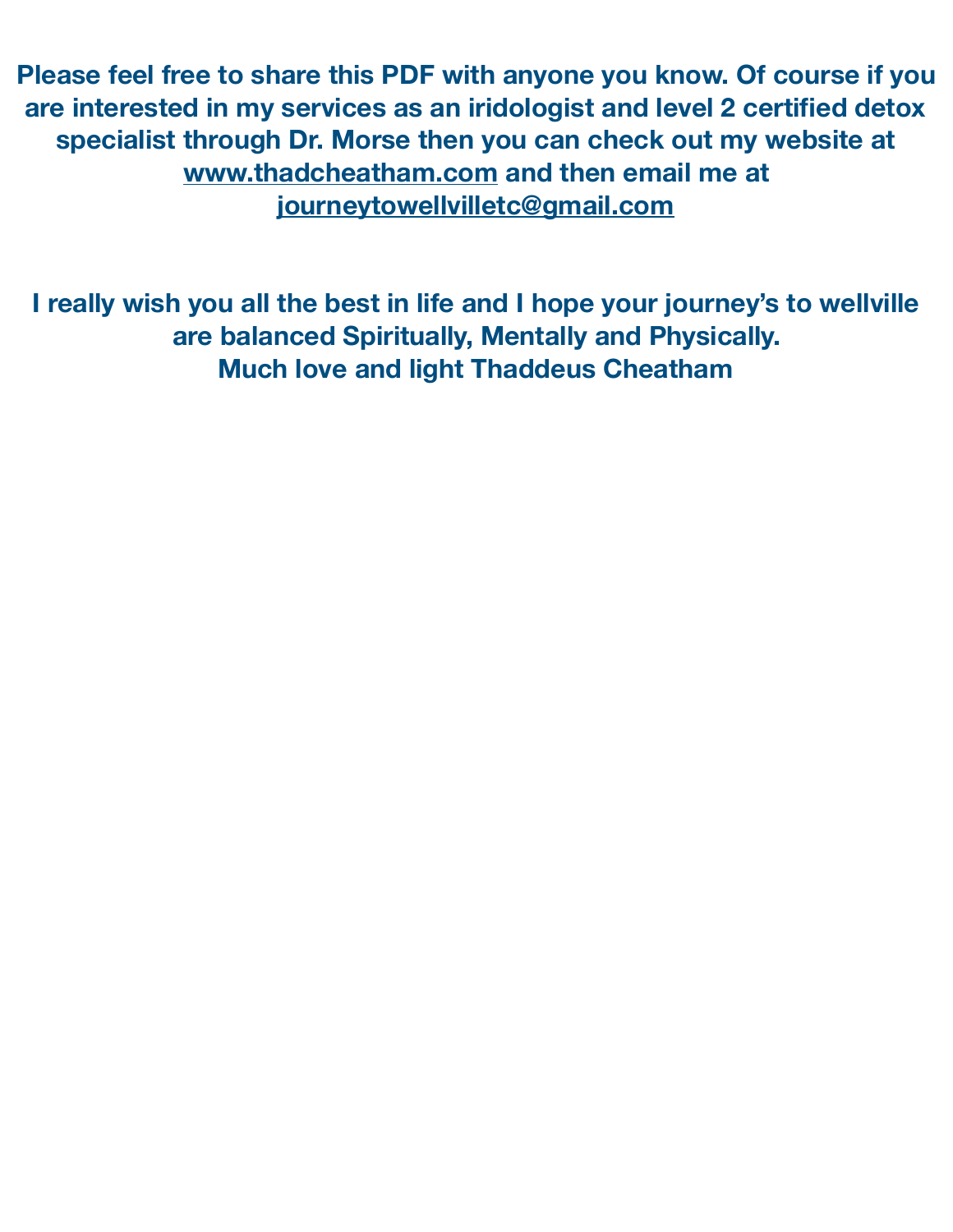**Please feel free to share this PDF with anyone you know. Of course if you are interested in my services as an iridologist and level 2 certified detox specialist through Dr. Morse then you can check out my website at [www.thadcheatham.com](http://www.thadcheatham.com) and then email me at [journeytowellvilletc@gmail.com](mailto:journeytowellvilletc@gmail.com)**

**I really wish you all the best in life and I hope your journey's to wellville are balanced Spiritually, Mentally and Physically.**
**Much love and light Thaddeus Cheatham**